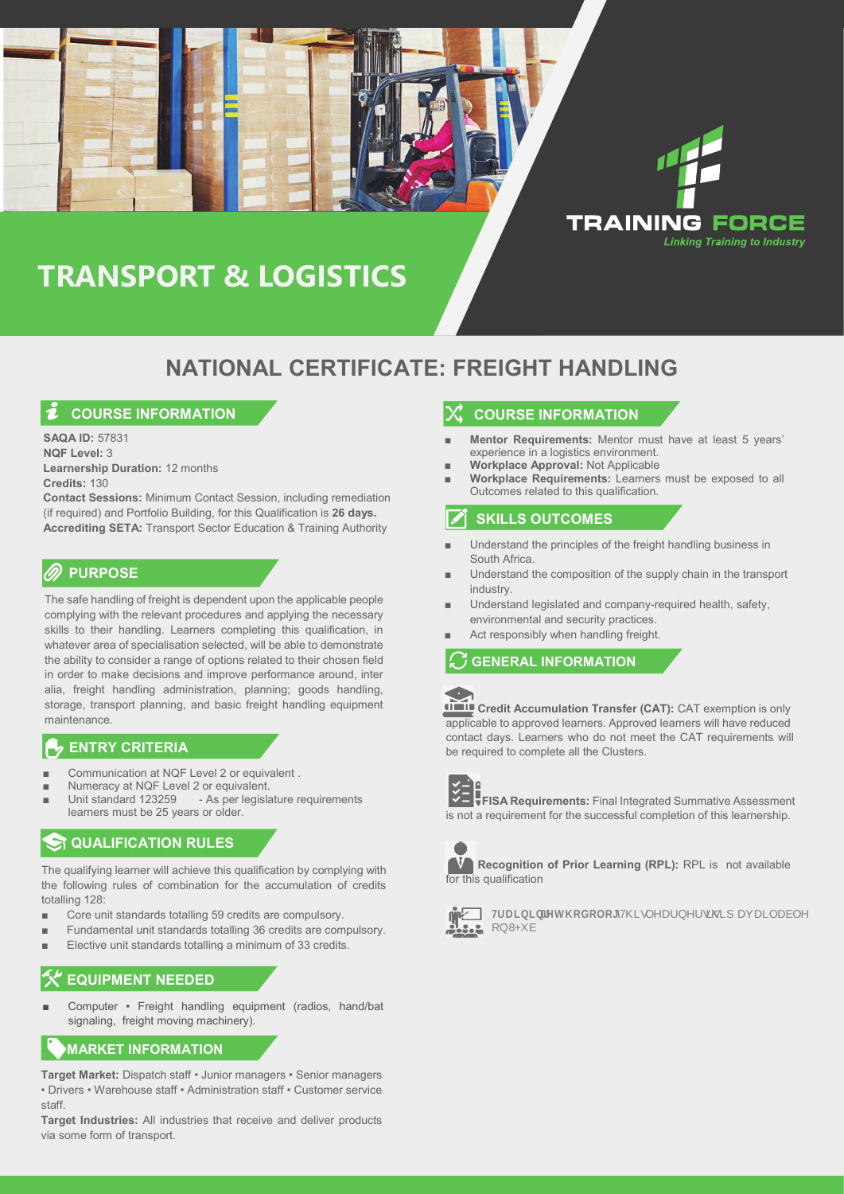# TRANSPORT & LOGISTICS

TRAINING FORCE
*Linking Training to Industry*

## NATIONAL CERTIFICATE: FREIGHT HANDLING

### COURSE INFORMATION

**SAQA ID:** 57831
**NQF Level:** 3
**Learnership Duration:** 12 months
**Credits:** 130
**Contact Sessions:** Minimum Contact Session, including remediation (if required) and Portfolio Building, for this Qualification is **26 days.**
**Accrediting SETA:** Transport Sector Education & Training Authority

### PURPOSE

The safe handling of freight is dependent upon the applicable people complying with the relevant procedures and applying the necessary skills to their handling. Learners completing this qualification, in whatever area of specialisation selected, will be able to demonstrate the ability to consider a range of options related to their chosen field in order to make decisions and improve performance around, inter alia, freight handling administration, planning; goods handling, storage, transport planning, and basic freight handling equipment maintenance.

### ENTRY CRITERIA

- Communication at NQF Level 2 or equivalent .
- Numeracy at NQF Level 2 or equivalent.
- Unit standard 123259 - As per legislature requirements learners must be 25 years or older.

### QUALIFICATION RULES

The qualifying learner will achieve this qualification by complying with the following rules of combination for the accumulation of credits totalling 128:

- Core unit standards totalling 59 credits are compulsory.
- Fundamental unit standards totalling 36 credits are compulsory.
- Elective unit standards totalling a minimum of 33 credits.

### EQUIPMENT NEEDED

- Computer • Freight handling equipment (radios, hand/bat signaling, freight moving machinery).

### MARKET INFORMATION

**Target Market:** Dispatch staff • Junior managers • Senior managers • Drivers • Warehouse staff • Administration staff • Customer service staff.

**Target Industries:** All industries that receive and deliver products via some form of transport.

### COURSE INFORMATION

- **Mentor Requirements:** Mentor must have at least 5 years' experience in a logistics environment.
- **Workplace Approval:** Not Applicable
- **Workplace Requirements:** Learners must be exposed to all Outcomes related to this qualification.

### SKILLS OUTCOMES

- Understand the principles of the freight handling business in South Africa.
- Understand the composition of the supply chain in the transport industry.
- Understand legislated and company-required health, safety, environmental and security practices.
- Act responsibly when handling freight.

### GENERAL INFORMATION

**Credit Accumulation Transfer (CAT):** CAT exemption is only applicable to approved learners. Approved learners will have reduced contact days. Learners who do not meet the CAT requirements will be required to complete all the Clusters.

**FISA Requirements:** Final Integrated Summative Assessment is not a requirement for the successful completion of this learnership.

**Recognition of Prior Learning (RPL):** RPL is not available for this qualification

**Training Methodology:** This learnership is available on UHub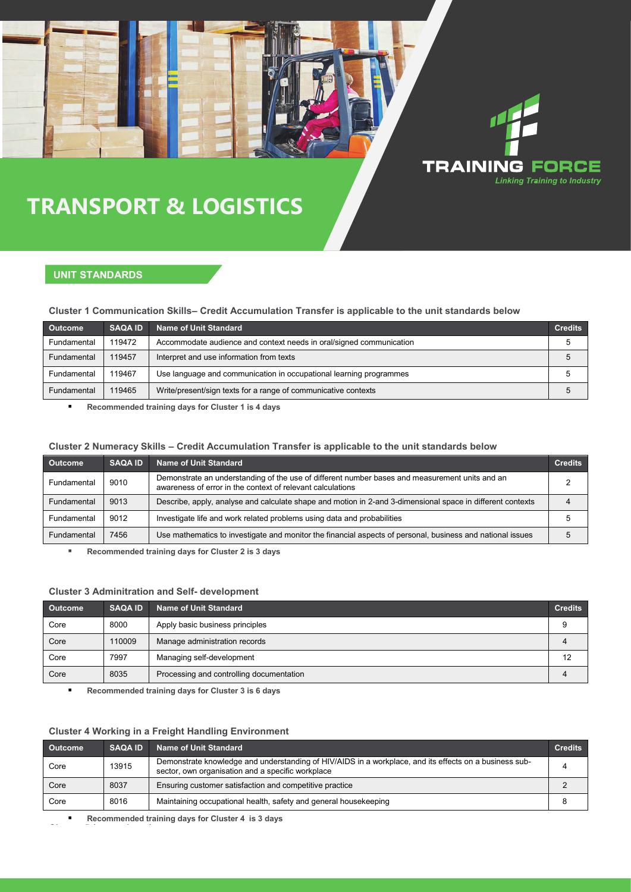TRAINING FORCE

*Linking Training to Industry*

# TRANSPORT & LOGISTICS

## UNIT STANDARDS

### Cluster 1 Communication Skills– Credit Accumulation Transfer is applicable to the unit standards below

| Outcome | SAQA ID | Name of Unit Standard | Credits |
|---|---|---|---|
| Fundamental | 119472 | Accommodate audience and context needs in oral/signed communication | 5 |
| Fundamental | 119457 | Interpret and use information from texts | 5 |
| Fundamental | 119467 | Use language and communication in occupational learning programmes | 5 |
| Fundamental | 119465 | Write/present/sign texts for a range of communicative contexts | 5 |

- **Recommended training days for Cluster 1 is 4 days**

### Cluster 2 Numeracy Skills – Credit Accumulation Transfer is applicable to the unit standards below

| Outcome | SAQA ID | Name of Unit Standard | Credits |
|---|---|---|---|
| Fundamental | 9010 | Demonstrate an understanding of the use of different number bases and measurement units and an awareness of error in the context of relevant calculations | 2 |
| Fundamental | 9013 | Describe, apply, analyse and calculate shape and motion in 2-and 3-dimensional space in different contexts | 4 |
| Fundamental | 9012 | Investigate life and work related problems using data and probabilities | 5 |
| Fundamental | 7456 | Use mathematics to investigate and monitor the financial aspects of personal, business and national issues | 5 |

- **Recommended training days for Cluster 2 is 3 days**

### Cluster 3 Adminitration and Self- development

| Outcome | SAQA ID | Name of Unit Standard | Credits |
|---|---|---|---|
| Core | 8000 | Apply basic business principles | 9 |
| Core | 110009 | Manage administration records | 4 |
| Core | 7997 | Managing self-development | 12 |
| Core | 8035 | Processing and controlling documentation | 4 |

- **Recommended training days for Cluster 3 is 6 days**

### Cluster 4 Working in a Freight Handling Environment

| Outcome | SAQA ID | Name of Unit Standard | Credits |
|---|---|---|---|
| Core | 13915 | Demonstrate knowledge and understanding of HIV/AIDS in a workplace, and its effects on a business sub-sector, own organisation and a specific workplace | 4 |
| Core | 8037 | Ensuring customer satisfaction and competitive practice | 2 |
| Core | 8016 | Maintaining occupational health, safety and general housekeeping | 8 |

- **Recommended training days for Cluster 4 is 3 days**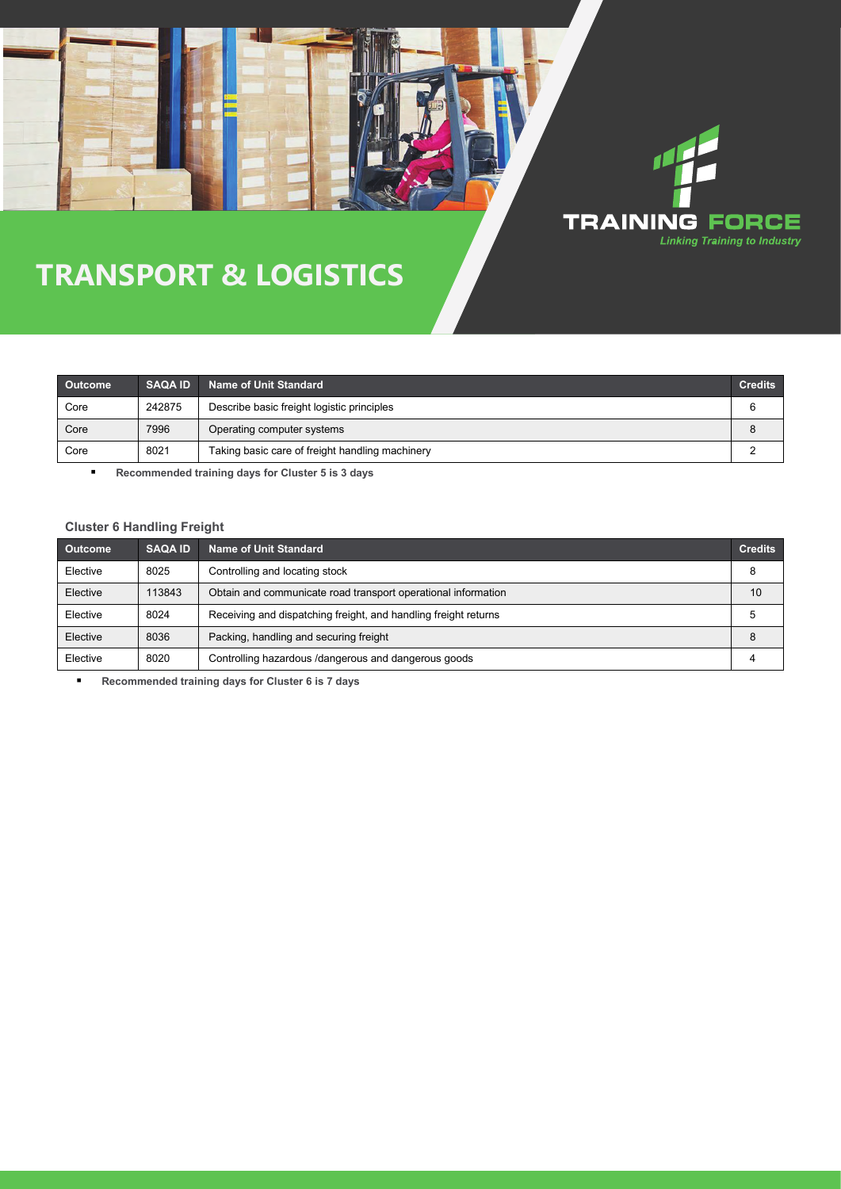# TRANSPORT & LOGISTICS

TRAINING FORCE

*Linking Training to Industry*

| Outcome | SAQA ID | Name of Unit Standard | Credits |
|---|---|---|---|
| Core | 242875 | Describe basic freight logistic principles | 6 |
| Core | 7996 | Operating computer systems | 8 |
| Core | 8021 | Taking basic care of freight handling machinery | 2 |

- **Recommended training days for Cluster 5 is 3 days**

### Cluster 6 Handling Freight

| Outcome | SAQA ID | Name of Unit Standard | Credits |
|---|---|---|---|
| Elective | 8025 | Controlling and locating stock | 8 |
| Elective | 113843 | Obtain and communicate road transport operational information | 10 |
| Elective | 8024 | Receiving and dispatching freight, and handling freight returns | 5 |
| Elective | 8036 | Packing, handling and securing freight | 8 |
| Elective | 8020 | Controlling hazardous /dangerous and dangerous goods | 4 |

- **Recommended training days for Cluster 6 is 7 days**